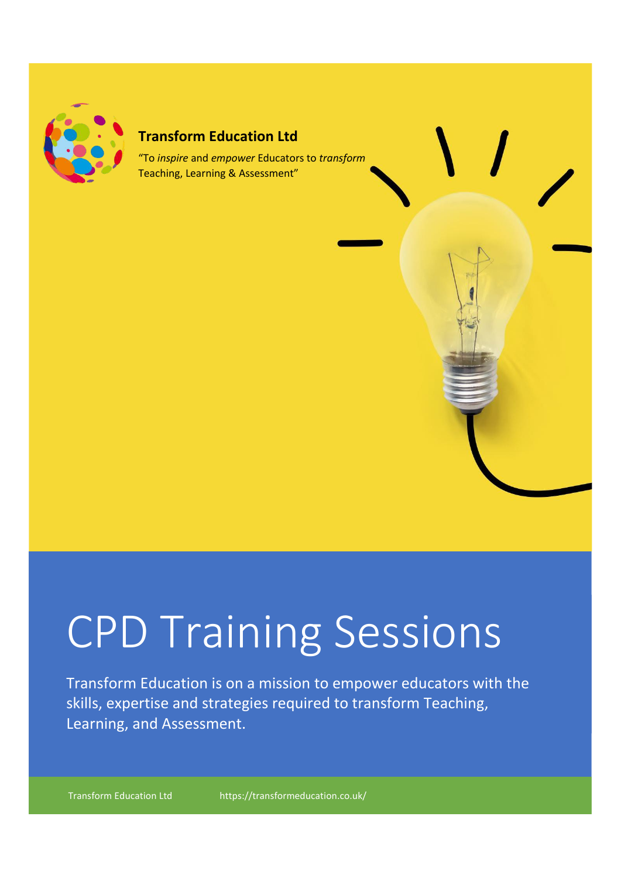**Transform Education Ltd**

"To *inspire* and *empower* Educators to *transform* Teaching, Learning & Assessment"

# CPD Training Sessions

Transform Education is on a mission to empower educators with the skills, expertise and strategies required to transform Teaching, Learning, and Assessment.

Transform Education Ltd https://transformeducation.co.uk/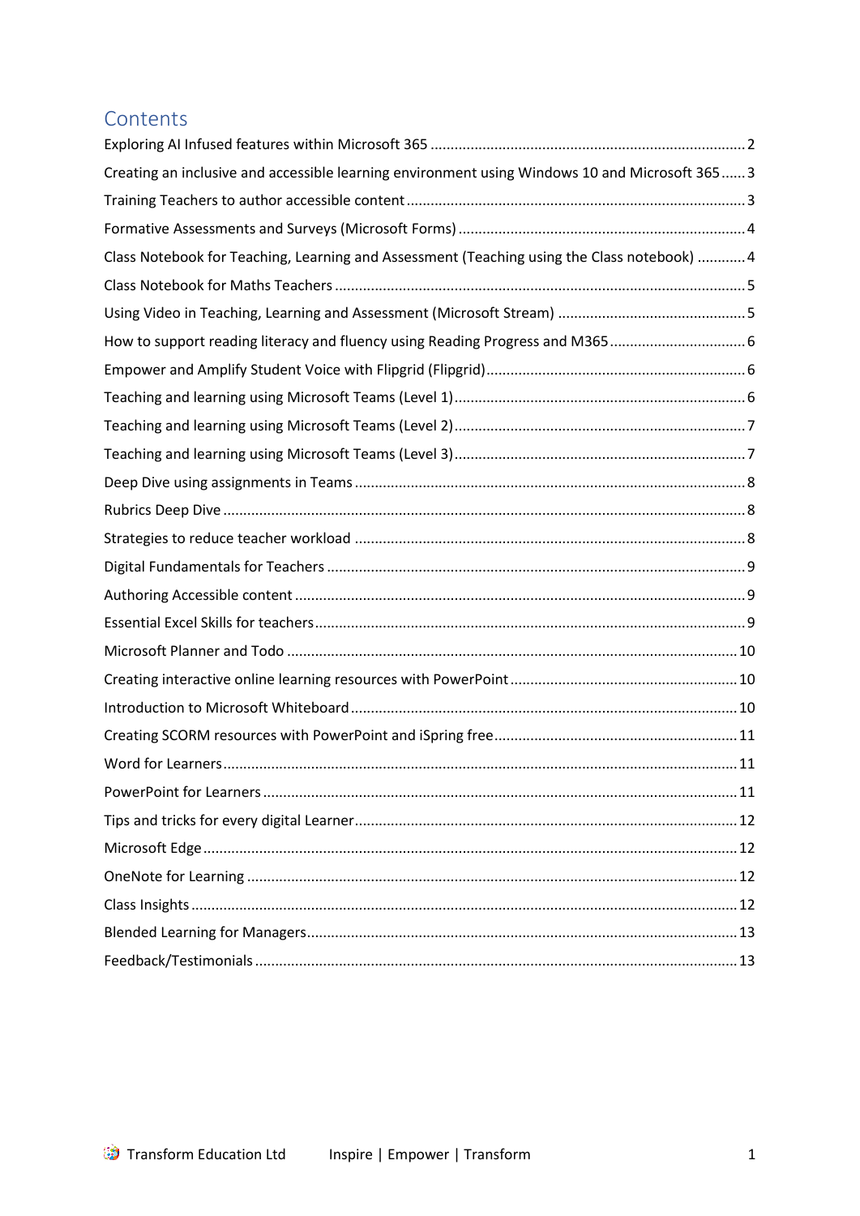# Contents

- Exploring AI Infused features within Microsoft 365 .......... 2
- Creating an inclusive and accessible learning environment using Windows 10 and Microsoft 365 .......... 3
- Training Teachers to author accessible content .......... 3
- Formative Assessments and Surveys (Microsoft Forms) .......... 4
- Class Notebook for Teaching, Learning and Assessment (Teaching using the Class notebook) .......... 4
- Class Notebook for Maths Teachers .......... 5
- Using Video in Teaching, Learning and Assessment (Microsoft Stream) .......... 5
- How to support reading literacy and fluency using Reading Progress and M365 .......... 6
- Empower and Amplify Student Voice with Flipgrid (Flipgrid) .......... 6
- Teaching and learning using Microsoft Teams (Level 1) .......... 6
- Teaching and learning using Microsoft Teams (Level 2) .......... 7
- Teaching and learning using Microsoft Teams (Level 3) .......... 7
- Deep Dive using assignments in Teams .......... 8
- Rubrics Deep Dive .......... 8
- Strategies to reduce teacher workload .......... 8
- Digital Fundamentals for Teachers .......... 9
- Authoring Accessible content .......... 9
- Essential Excel Skills for teachers .......... 9
- Microsoft Planner and Todo .......... 10
- Creating interactive online learning resources with PowerPoint .......... 10
- Introduction to Microsoft Whiteboard .......... 10
- Creating SCORM resources with PowerPoint and iSpring free .......... 11
- Word for Learners .......... 11
- PowerPoint for Learners .......... 11
- Tips and tricks for every digital Learner .......... 12
- Microsoft Edge .......... 12
- OneNote for Learning .......... 12
- Class Insights .......... 12
- Blended Learning for Managers .......... 13
- Feedback/Testimonials .......... 13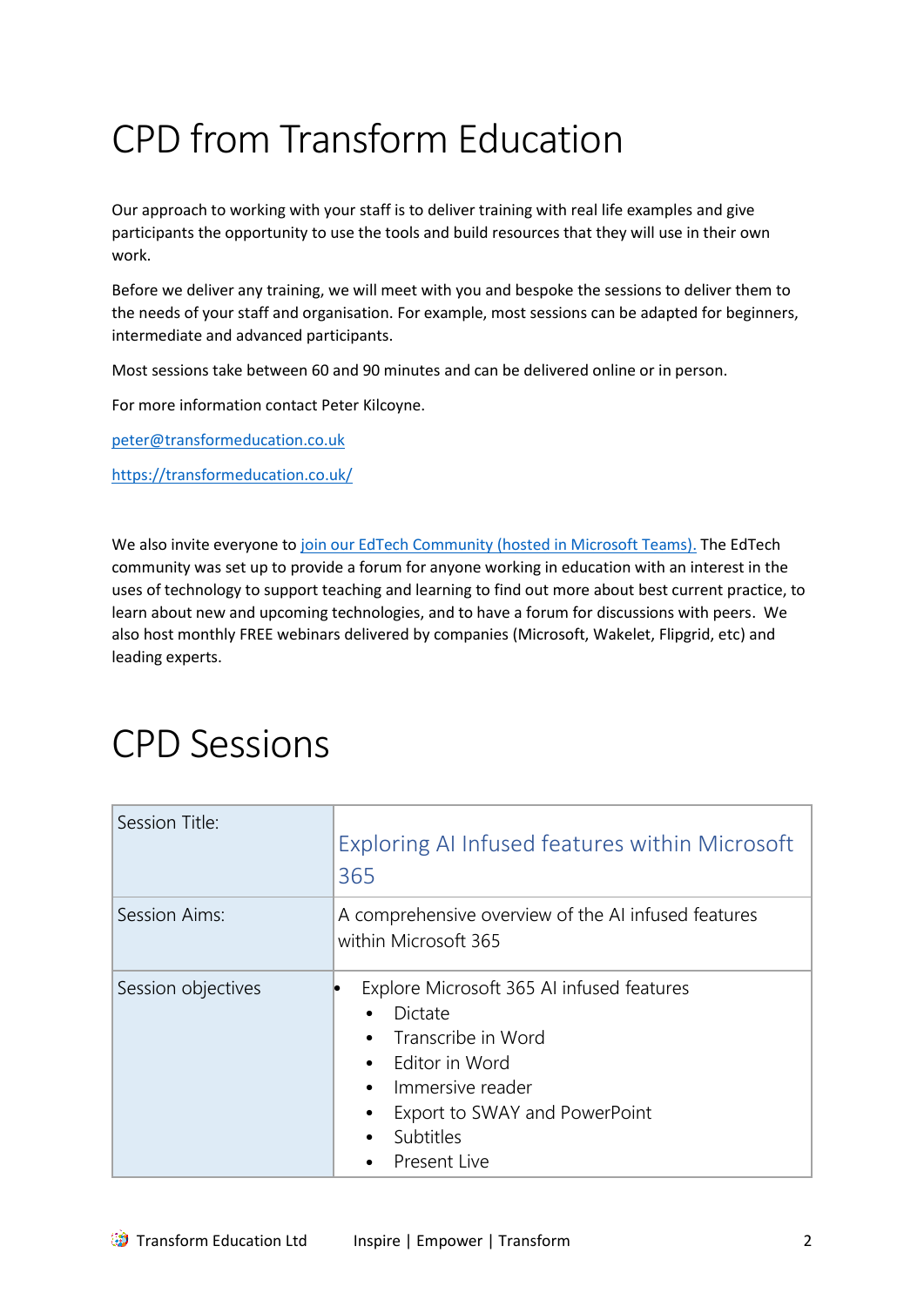# CPD from Transform Education

Our approach to working with your staff is to deliver training with real life examples and give participants the opportunity to use the tools and build resources that they will use in their own work.

Before we deliver any training, we will meet with you and bespoke the sessions to deliver them to the needs of your staff and organisation. For example, most sessions can be adapted for beginners, intermediate and advanced participants.

Most sessions take between 60 and 90 minutes and can be delivered online or in person.

For more information contact Peter Kilcoyne.

peter@transformeducation.co.uk

https://transformeducation.co.uk/

We also invite everyone to join our EdTech Community (hosted in Microsoft Teams). The EdTech community was set up to provide a forum for anyone working in education with an interest in the uses of technology to support teaching and learning to find out more about best current practice, to learn about new and upcoming technologies, and to have a forum for discussions with peers. We also host monthly FREE webinars delivered by companies (Microsoft, Wakelet, Flipgrid, etc) and leading experts.

# CPD Sessions

| Session Title: | Exploring AI Infused features within Microsoft 365 |
|---|---|
| Session Aims: | A comprehensive overview of the AI infused features within Microsoft 365 |
| Session objectives | • Explore Microsoft 365 AI infused features<br>&nbsp;&nbsp;• Dictate<br>&nbsp;&nbsp;• Transcribe in Word<br>&nbsp;&nbsp;• Editor in Word<br>&nbsp;&nbsp;• Immersive reader<br>&nbsp;&nbsp;• Export to SWAY and PowerPoint<br>&nbsp;&nbsp;• Subtitles<br>&nbsp;&nbsp;• Present Live |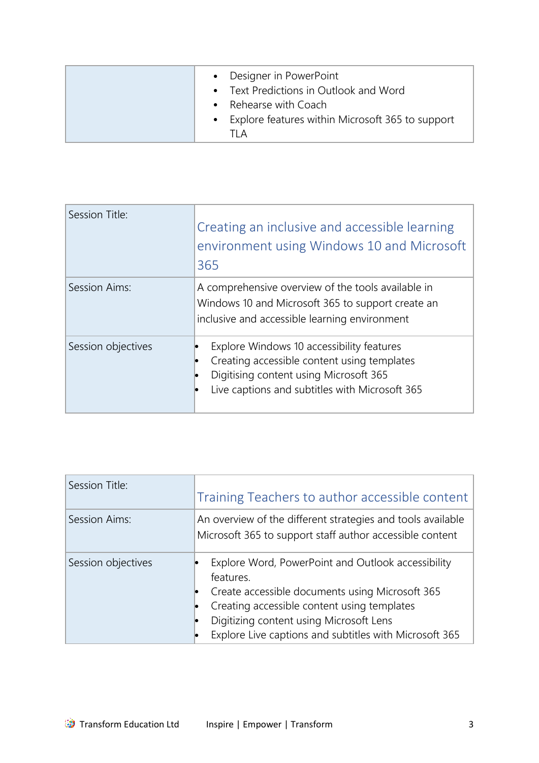| | |
|---|---|
| | • Designer in PowerPoint<br>• Text Predictions in Outlook and Word<br>• Rehearse with Coach<br>• Explore features within Microsoft 365 to support TLA |

| | |
|---|---|
| Session Title: | Creating an inclusive and accessible learning environment using Windows 10 and Microsoft 365 |
| Session Aims: | A comprehensive overview of the tools available in Windows 10 and Microsoft 365 to support create an inclusive and accessible learning environment |
| Session objectives | • Explore Windows 10 accessibility features<br>• Creating accessible content using templates<br>• Digitising content using Microsoft 365<br>• Live captions and subtitles with Microsoft 365 |

| | |
|---|---|
| Session Title: | Training Teachers to author accessible content |
| Session Aims: | An overview of the different strategies and tools available Microsoft 365 to support staff author accessible content |
| Session objectives | • Explore Word, PowerPoint and Outlook accessibility features.<br>• Create accessible documents using Microsoft 365<br>• Creating accessible content using templates<br>• Digitizing content using Microsoft Lens<br>• Explore Live captions and subtitles with Microsoft 365 |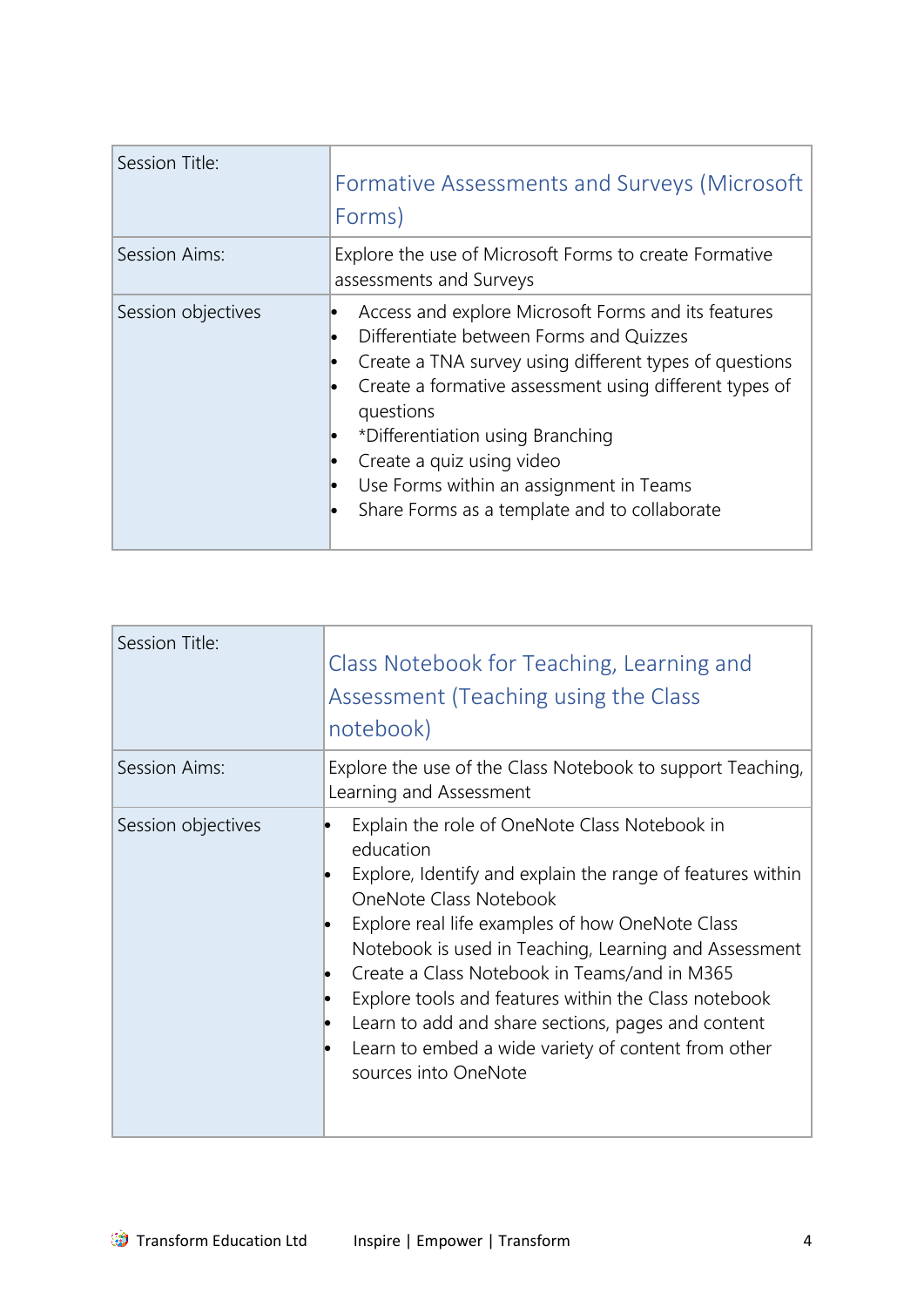| Session Title: | Formative Assessments and Surveys (Microsoft Forms) |
|---|---|
| Session Aims: | Explore the use of Microsoft Forms to create Formative assessments and Surveys |
| Session objectives | • Access and explore Microsoft Forms and its features<br>• Differentiate between Forms and Quizzes<br>• Create a TNA survey using different types of questions<br>• Create a formative assessment using different types of questions<br>• *Differentiation using Branching<br>• Create a quiz using video<br>• Use Forms within an assignment in Teams<br>• Share Forms as a template and to collaborate |

| Session Title: | Class Notebook for Teaching, Learning and Assessment (Teaching using the Class notebook) |
|---|---|
| Session Aims: | Explore the use of the Class Notebook to support Teaching, Learning and Assessment |
| Session objectives | • Explain the role of OneNote Class Notebook in education<br>• Explore, Identify and explain the range of features within OneNote Class Notebook<br>• Explore real life examples of how OneNote Class Notebook is used in Teaching, Learning and Assessment<br>• Create a Class Notebook in Teams/and in M365<br>• Explore tools and features within the Class notebook<br>• Learn to add and share sections, pages and content<br>• Learn to embed a wide variety of content from other sources into OneNote |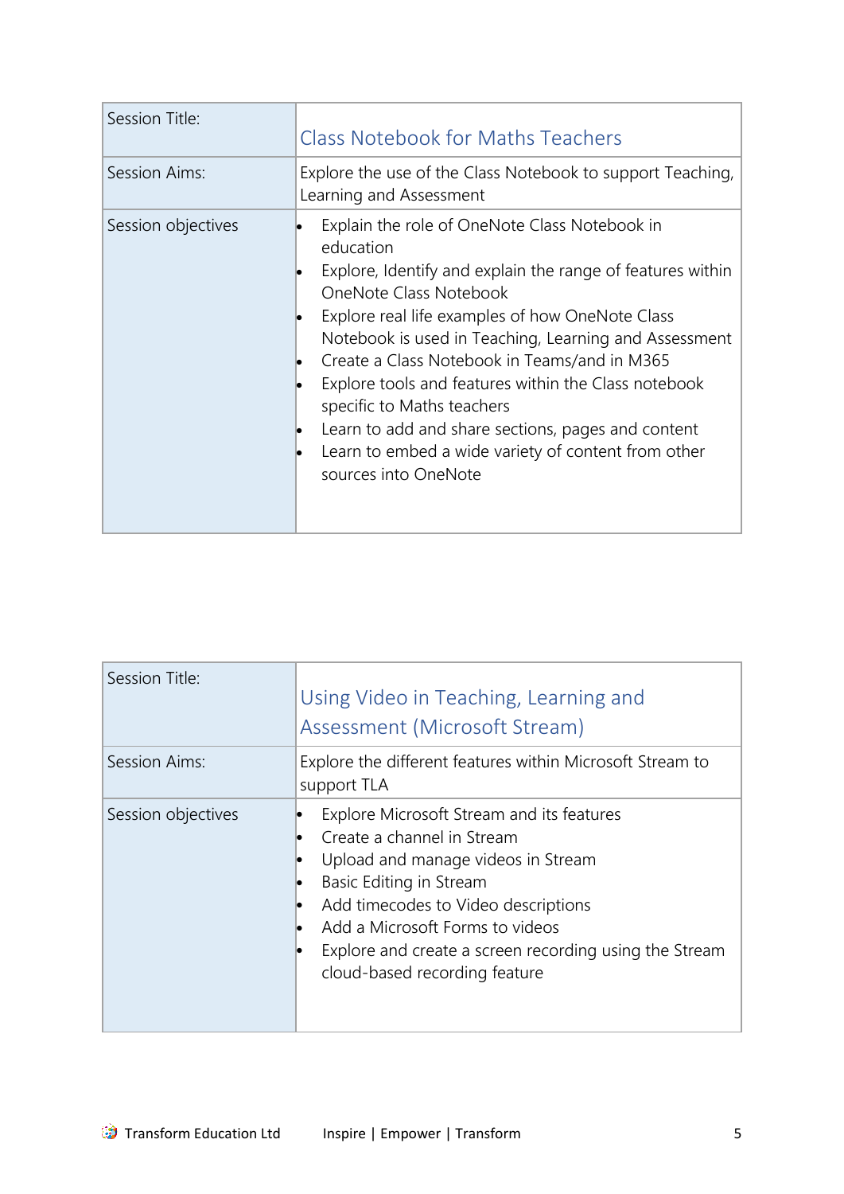| Session Title: | Class Notebook for Maths Teachers |
|---|---|
| Session Aims: | Explore the use of the Class Notebook to support Teaching, Learning and Assessment |
| Session objectives | • Explain the role of OneNote Class Notebook in education<br>• Explore, Identify and explain the range of features within OneNote Class Notebook<br>• Explore real life examples of how OneNote Class Notebook is used in Teaching, Learning and Assessment<br>• Create a Class Notebook in Teams/and in M365<br>• Explore tools and features within the Class notebook specific to Maths teachers<br>• Learn to add and share sections, pages and content<br>• Learn to embed a wide variety of content from other sources into OneNote |

| Session Title: | Using Video in Teaching, Learning and Assessment (Microsoft Stream) |
|---|---|
| Session Aims: | Explore the different features within Microsoft Stream to support TLA |
| Session objectives | • Explore Microsoft Stream and its features<br>• Create a channel in Stream<br>• Upload and manage videos in Stream<br>• Basic Editing in Stream<br>• Add timecodes to Video descriptions<br>• Add a Microsoft Forms to videos<br>• Explore and create a screen recording using the Stream cloud-based recording feature |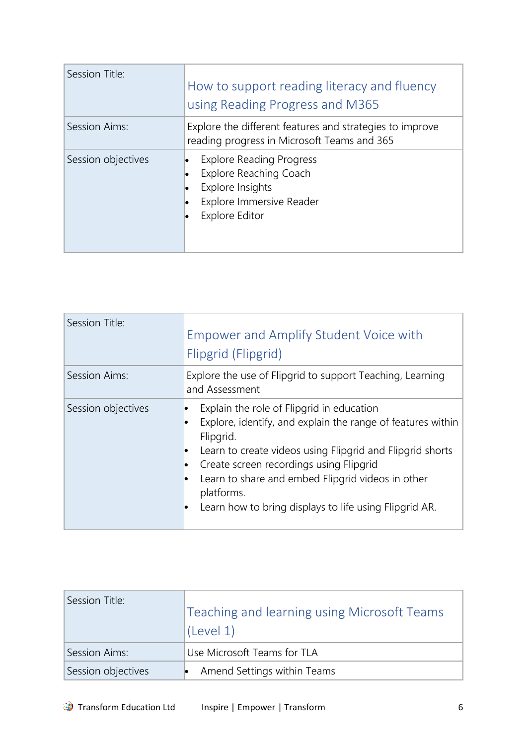| Session Title: | How to support reading literacy and fluency using Reading Progress and M365 |
|---|---|
| Session Aims: | Explore the different features and strategies to improve reading progress in Microsoft Teams and 365 |
| Session objectives | • Explore Reading Progress<br>• Explore Reaching Coach<br>• Explore Insights<br>• Explore Immersive Reader<br>• Explore Editor |

| Session Title: | Empower and Amplify Student Voice with Flipgrid (Flipgrid) |
|---|---|
| Session Aims: | Explore the use of Flipgrid to support Teaching, Learning and Assessment |
| Session objectives | • Explain the role of Flipgrid in education<br>• Explore, identify, and explain the range of features within Flipgrid.<br>• Learn to create videos using Flipgrid and Flipgrid shorts<br>• Create screen recordings using Flipgrid<br>• Learn to share and embed Flipgrid videos in other platforms.<br>• Learn how to bring displays to life using Flipgrid AR. |

| Session Title: | Teaching and learning using Microsoft Teams (Level 1) |
|---|---|
| Session Aims: | Use Microsoft Teams for TLA |
| Session objectives | • Amend Settings within Teams |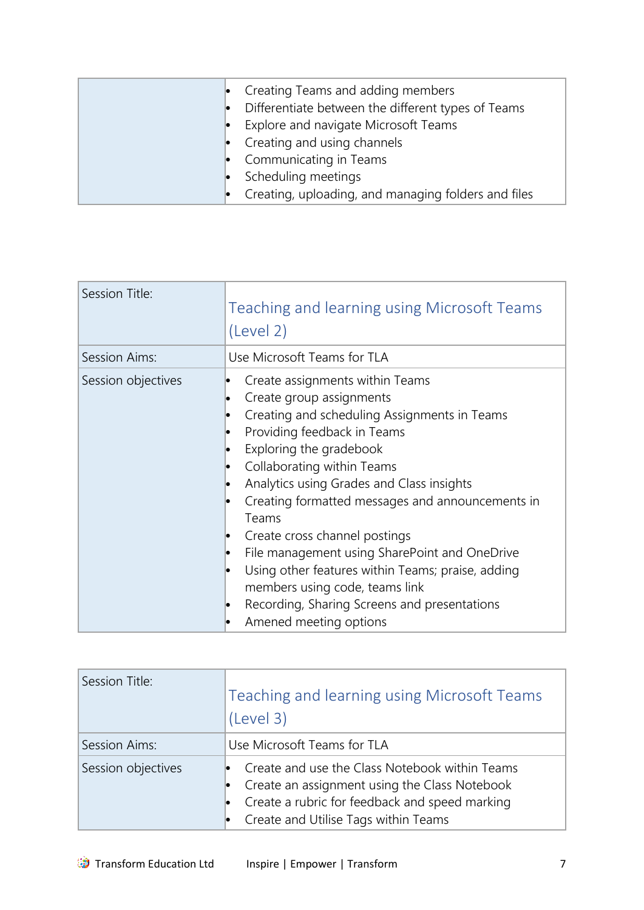| | |
|---|---|
| | • Creating Teams and adding members<br>• Differentiate between the different types of Teams<br>• Explore and navigate Microsoft Teams<br>• Creating and using channels<br>• Communicating in Teams<br>• Scheduling meetings<br>• Creating, uploading, and managing folders and files |

| Session Title: | Teaching and learning using Microsoft Teams (Level 2) |
|---|---|
| Session Aims: | Use Microsoft Teams for TLA |
| Session objectives | • Create assignments within Teams<br>• Create group assignments<br>• Creating and scheduling Assignments in Teams<br>• Providing feedback in Teams<br>• Exploring the gradebook<br>• Collaborating within Teams<br>• Analytics using Grades and Class insights<br>• Creating formatted messages and announcements in Teams<br>• Create cross channel postings<br>• File management using SharePoint and OneDrive<br>• Using other features within Teams; praise, adding members using code, teams link<br>• Recording, Sharing Screens and presentations<br>• Amened meeting options |

| Session Title: | Teaching and learning using Microsoft Teams (Level 3) |
|---|---|
| Session Aims: | Use Microsoft Teams for TLA |
| Session objectives | • Create and use the Class Notebook within Teams<br>• Create an assignment using the Class Notebook<br>• Create a rubric for feedback and speed marking<br>• Create and Utilise Tags within Teams |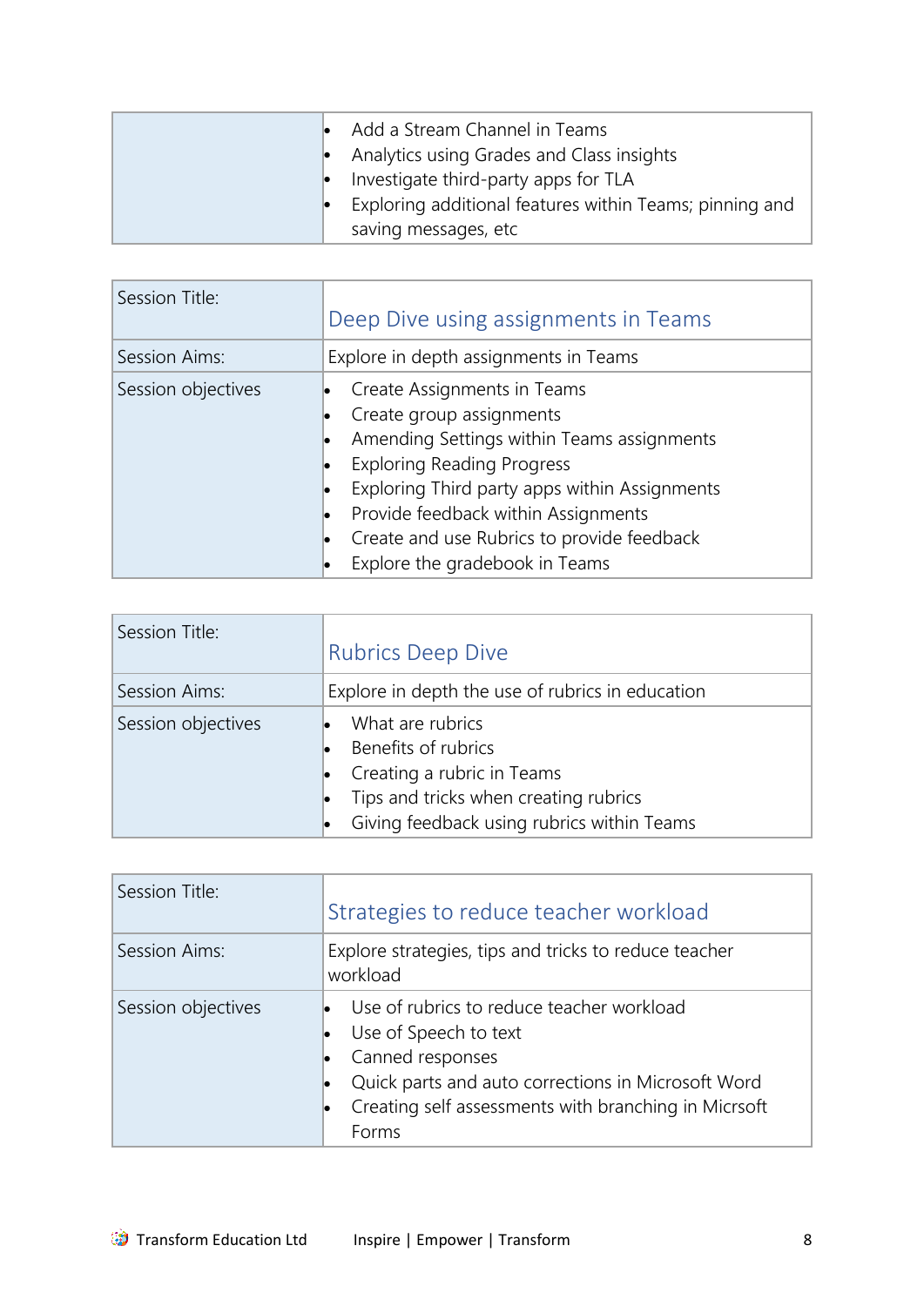| | |
|---|---|
| | • Add a Stream Channel in Teams<br>• Analytics using Grades and Class insights<br>• Investigate third-party apps for TLA<br>• Exploring additional features within Teams; pinning and saving messages, etc |

| Session Title: | Deep Dive using assignments in Teams |
|---|---|
| Session Aims: | Explore in depth assignments in Teams |
| Session objectives | • Create Assignments in Teams<br>• Create group assignments<br>• Amending Settings within Teams assignments<br>• Exploring Reading Progress<br>• Exploring Third party apps within Assignments<br>• Provide feedback within Assignments<br>• Create and use Rubrics to provide feedback<br>• Explore the gradebook in Teams |

| Session Title: | Rubrics Deep Dive |
|---|---|
| Session Aims: | Explore in depth the use of rubrics in education |
| Session objectives | • What are rubrics<br>• Benefits of rubrics<br>• Creating a rubric in Teams<br>• Tips and tricks when creating rubrics<br>• Giving feedback using rubrics within Teams |

| Session Title: | Strategies to reduce teacher workload |
|---|---|
| Session Aims: | Explore strategies, tips and tricks to reduce teacher workload |
| Session objectives | • Use of rubrics to reduce teacher workload<br>• Use of Speech to text<br>• Canned responses<br>• Quick parts and auto corrections in Microsoft Word<br>• Creating self assessments with branching in Micrsoft Forms |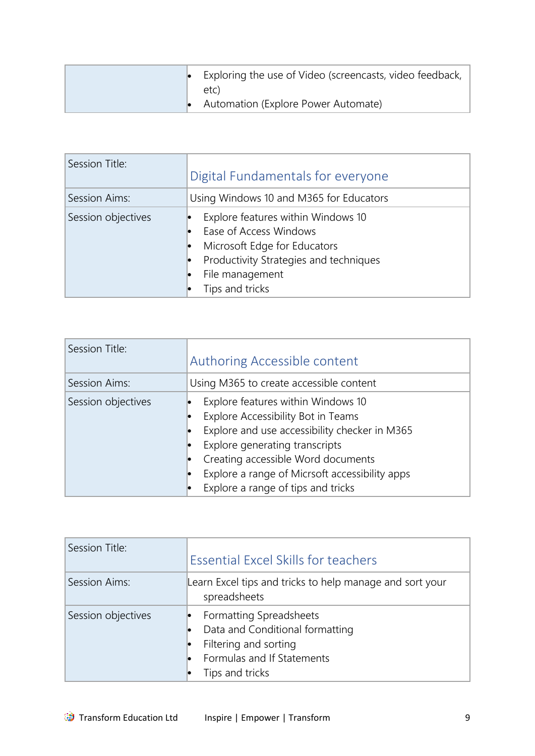| | |
|---|---|
| | • Exploring the use of Video (screencasts, video feedback, etc)<br>• Automation (Explore Power Automate) |

| | |
|---|---|
| Session Title: | Digital Fundamentals for everyone |
| Session Aims: | Using Windows 10 and M365 for Educators |
| Session objectives | • Explore features within Windows 10<br>• Ease of Access Windows<br>• Microsoft Edge for Educators<br>• Productivity Strategies and techniques<br>• File management<br>• Tips and tricks |

| | |
|---|---|
| Session Title: | Authoring Accessible content |
| Session Aims: | Using M365 to create accessible content |
| Session objectives | • Explore features within Windows 10<br>• Explore Accessibility Bot in Teams<br>• Explore and use accessibility checker in M365<br>• Explore generating transcripts<br>• Creating accessible Word documents<br>• Explore a range of Micrsoft accessibility apps<br>• Explore a range of tips and tricks |

| | |
|---|---|
| Session Title: | Essential Excel Skills for teachers |
| Session Aims: | Learn Excel tips and tricks to help manage and sort your spreadsheets |
| Session objectives | • Formatting Spreadsheets<br>• Data and Conditional formatting<br>• Filtering and sorting<br>• Formulas and If Statements<br>• Tips and tricks |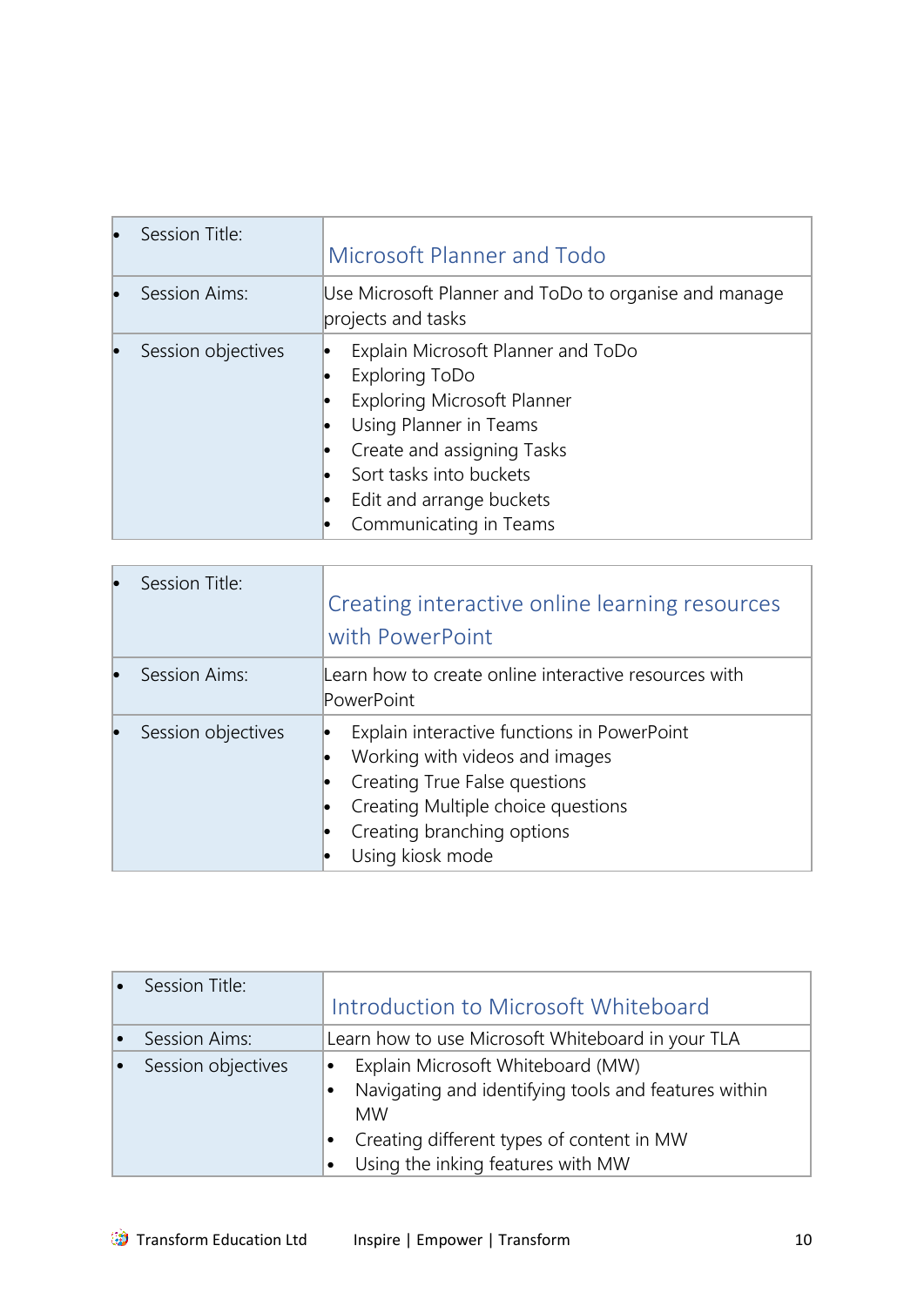| Session Title: | Microsoft Planner and Todo |
| --- | --- |
| Session Aims: | Use Microsoft Planner and ToDo to organise and manage projects and tasks |
| Session objectives | • Explain Microsoft Planner and ToDo<br>• Exploring ToDo<br>• Exploring Microsoft Planner<br>• Using Planner in Teams<br>• Create and assigning Tasks<br>• Sort tasks into buckets<br>• Edit and arrange buckets<br>• Communicating in Teams |

| Session Title: | Creating interactive online learning resources with PowerPoint |
| --- | --- |
| Session Aims: | Learn how to create online interactive resources with PowerPoint |
| Session objectives | • Explain interactive functions in PowerPoint<br>• Working with videos and images<br>• Creating True False questions<br>• Creating Multiple choice questions<br>• Creating branching options<br>• Using kiosk mode |

| Session Title: | Introduction to Microsoft Whiteboard |
| --- | --- |
| Session Aims: | Learn how to use Microsoft Whiteboard in your TLA |
| Session objectives | • Explain Microsoft Whiteboard (MW)<br>• Navigating and identifying tools and features within MW<br>• Creating different types of content in MW<br>• Using the inking features with MW |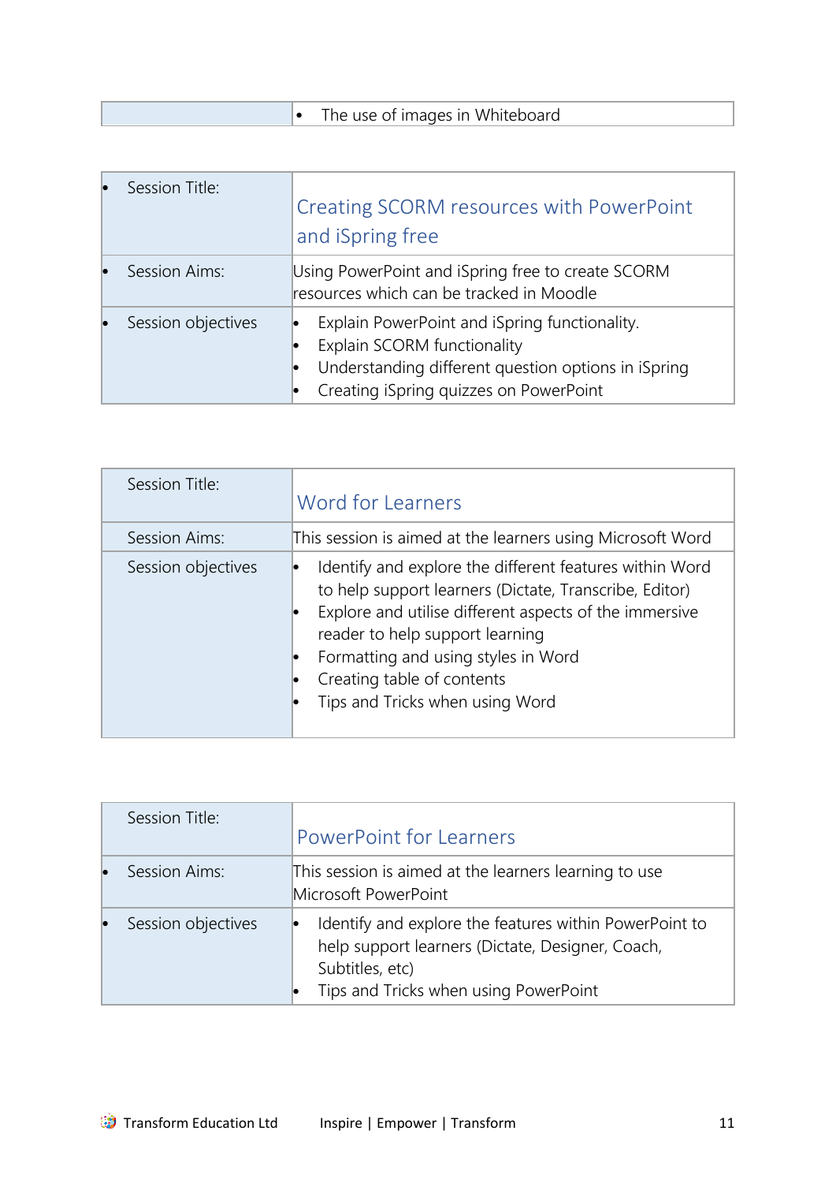| | |
|---|---|
| | • The use of images in Whiteboard |

| | |
|---|---|
| Session Title: | Creating SCORM resources with PowerPoint and iSpring free |
| Session Aims: | Using PowerPoint and iSpring free to create SCORM resources which can be tracked in Moodle |
| Session objectives | • Explain PowerPoint and iSpring functionality.<br>• Explain SCORM functionality<br>• Understanding different question options in iSpring<br>• Creating iSpring quizzes on PowerPoint |

| | |
|---|---|
| Session Title: | Word for Learners |
| Session Aims: | This session is aimed at the learners using Microsoft Word |
| Session objectives | • Identify and explore the different features within Word to help support learners (Dictate, Transcribe, Editor)<br>• Explore and utilise different aspects of the immersive reader to help support learning<br>• Formatting and using styles in Word<br>• Creating table of contents<br>• Tips and Tricks when using Word |

| | |
|---|---|
| Session Title: | PowerPoint for Learners |
| Session Aims: | This session is aimed at the learners learning to use Microsoft PowerPoint |
| Session objectives | • Identify and explore the features within PowerPoint to help support learners (Dictate, Designer, Coach, Subtitles, etc)<br>• Tips and Tricks when using PowerPoint |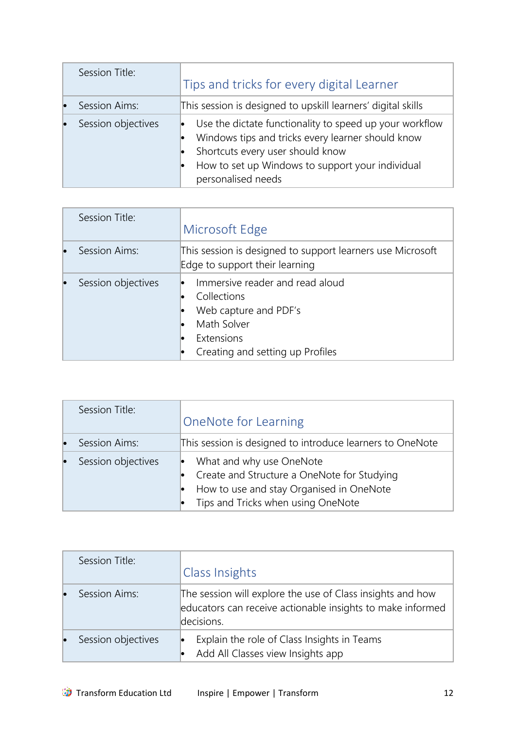| Session Title: | Tips and tricks for every digital Learner |
|---|---|
| Session Aims: | This session is designed to upskill learners' digital skills |
| Session objectives | • Use the dictate functionality to speed up your workflow<br>• Windows tips and tricks every learner should know<br>• Shortcuts every user should know<br>• How to set up Windows to support your individual personalised needs |

| Session Title: | Microsoft Edge |
|---|---|
| Session Aims: | This session is designed to support learners use Microsoft Edge to support their learning |
| Session objectives | • Immersive reader and read aloud<br>• Collections<br>• Web capture and PDF's<br>• Math Solver<br>• Extensions<br>• Creating and setting up Profiles |

| Session Title: | OneNote for Learning |
|---|---|
| Session Aims: | This session is designed to introduce learners to OneNote |
| Session objectives | • What and why use OneNote<br>• Create and Structure a OneNote for Studying<br>• How to use and stay Organised in OneNote<br>• Tips and Tricks when using OneNote |

| Session Title: | Class Insights |
|---|---|
| Session Aims: | The session will explore the use of Class insights and how educators can receive actionable insights to make informed decisions. |
| Session objectives | • Explain the role of Class Insights in Teams<br>• Add All Classes view Insights app |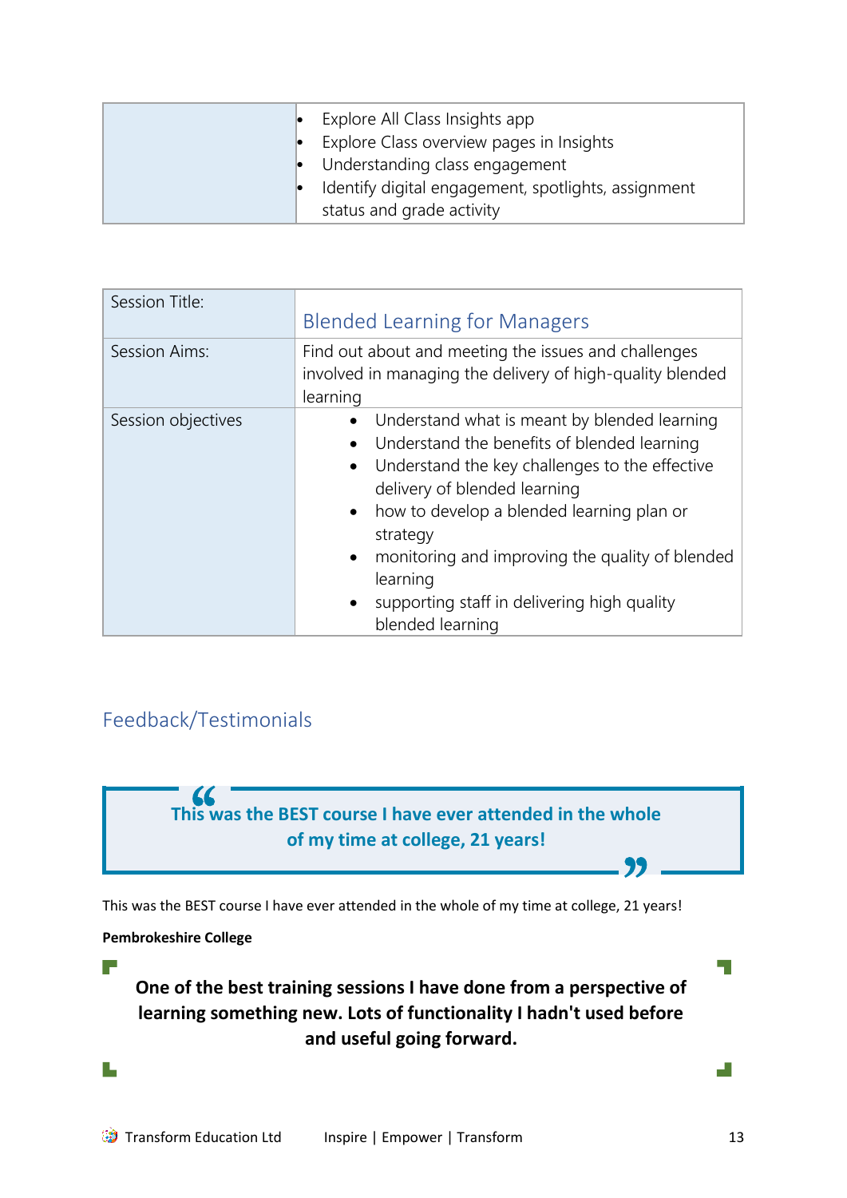|  |  |
|---|---|
|  | • Explore All Class Insights app<br>• Explore Class overview pages in Insights<br>• Understanding class engagement<br>• Identify digital engagement, spotlights, assignment status and grade activity |

| Session Title: | Blended Learning for Managers |
|---|---|
| Session Aims: | Find out about and meeting the issues and challenges involved in managing the delivery of high-quality blended learning |
| Session objectives | • Understand what is meant by blended learning<br>• Understand the benefits of blended learning<br>• Understand the key challenges to the effective delivery of blended learning<br>• how to develop a blended learning plan or strategy<br>• monitoring and improving the quality of blended learning<br>• supporting staff in delivering high quality blended learning |

## Feedback/Testimonials

> **This was the BEST course I have ever attended in the whole of my time at college, 21 years!**

This was the BEST course I have ever attended in the whole of my time at college, 21 years!

**Pembrokeshire College**

> **One of the best training sessions I have done from a perspective of learning something new. Lots of functionality I hadn't used before and useful going forward.**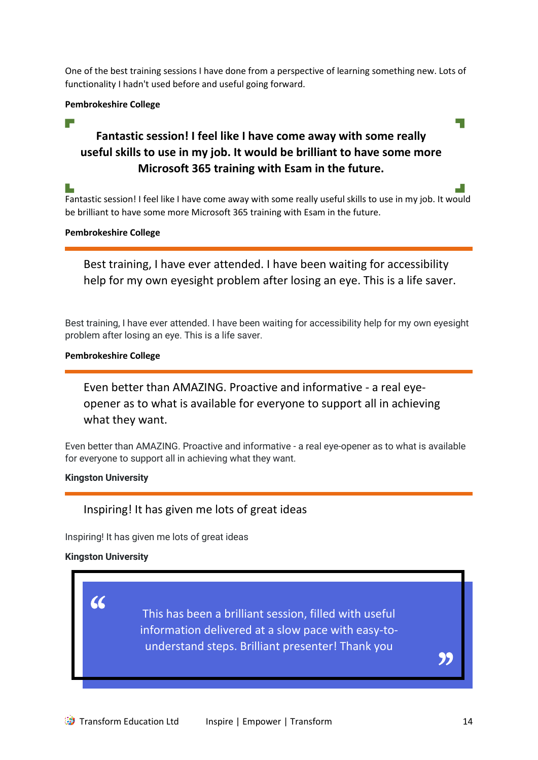One of the best training sessions I have done from a perspective of learning something new. Lots of functionality I hadn't used before and useful going forward.

**Pembrokeshire College**

> **Fantastic session! I feel like I have come away with some really useful skills to use in my job. It would be brilliant to have some more Microsoft 365 training with Esam in the future.**

Fantastic session! I feel like I have come away with some really useful skills to use in my job. It would be brilliant to have some more Microsoft 365 training with Esam in the future.

**Pembrokeshire College**

---

> Best training, I have ever attended. I have been waiting for accessibility help for my own eyesight problem after losing an eye. This is a life saver.

Best training, I have ever attended. I have been waiting for accessibility help for my own eyesight problem after losing an eye. This is a life saver.

**Pembrokeshire College**

---

> Even better than AMAZING. Proactive and informative - a real eye-opener as to what is available for everyone to support all in achieving what they want.

Even better than AMAZING. Proactive and informative - a real eye-opener as to what is available for everyone to support all in achieving what they want.

**Kingston University**

---

> Inspiring! It has given me lots of great ideas

Inspiring! It has given me lots of great ideas

**Kingston University**

> “This has been a brilliant session, filled with useful information delivered at a slow pace with easy-to-understand steps. Brilliant presenter! Thank you”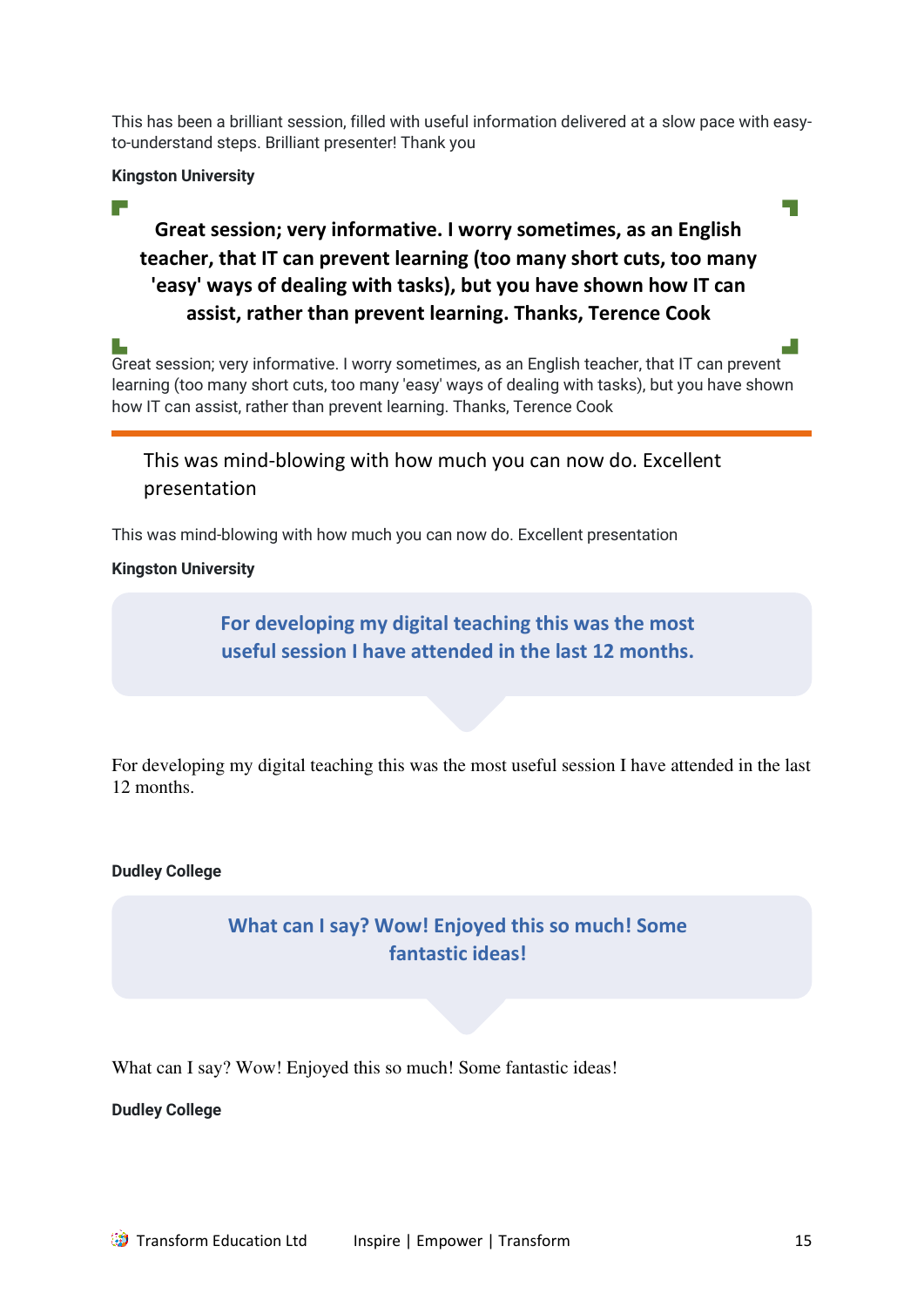This has been a brilliant session, filled with useful information delivered at a slow pace with easy-to-understand steps. Brilliant presenter! Thank you

**Kingston University**

> **Great session; very informative. I worry sometimes, as an English teacher, that IT can prevent learning (too many short cuts, too many 'easy' ways of dealing with tasks), but you have shown how IT can assist, rather than prevent learning. Thanks, Terence Cook**

Great session; very informative. I worry sometimes, as an English teacher, that IT can prevent learning (too many short cuts, too many 'easy' ways of dealing with tasks), but you have shown how IT can assist, rather than prevent learning. Thanks, Terence Cook

---

> This was mind-blowing with how much you can now do. Excellent presentation

This was mind-blowing with how much you can now do. Excellent presentation

**Kingston University**

> **For developing my digital teaching this was the most useful session I have attended in the last 12 months.**

For developing my digital teaching this was the most useful session I have attended in the last 12 months.

**Dudley College**

> **What can I say? Wow! Enjoyed this so much! Some fantastic ideas!**

What can I say? Wow! Enjoyed this so much! Some fantastic ideas!

**Dudley College**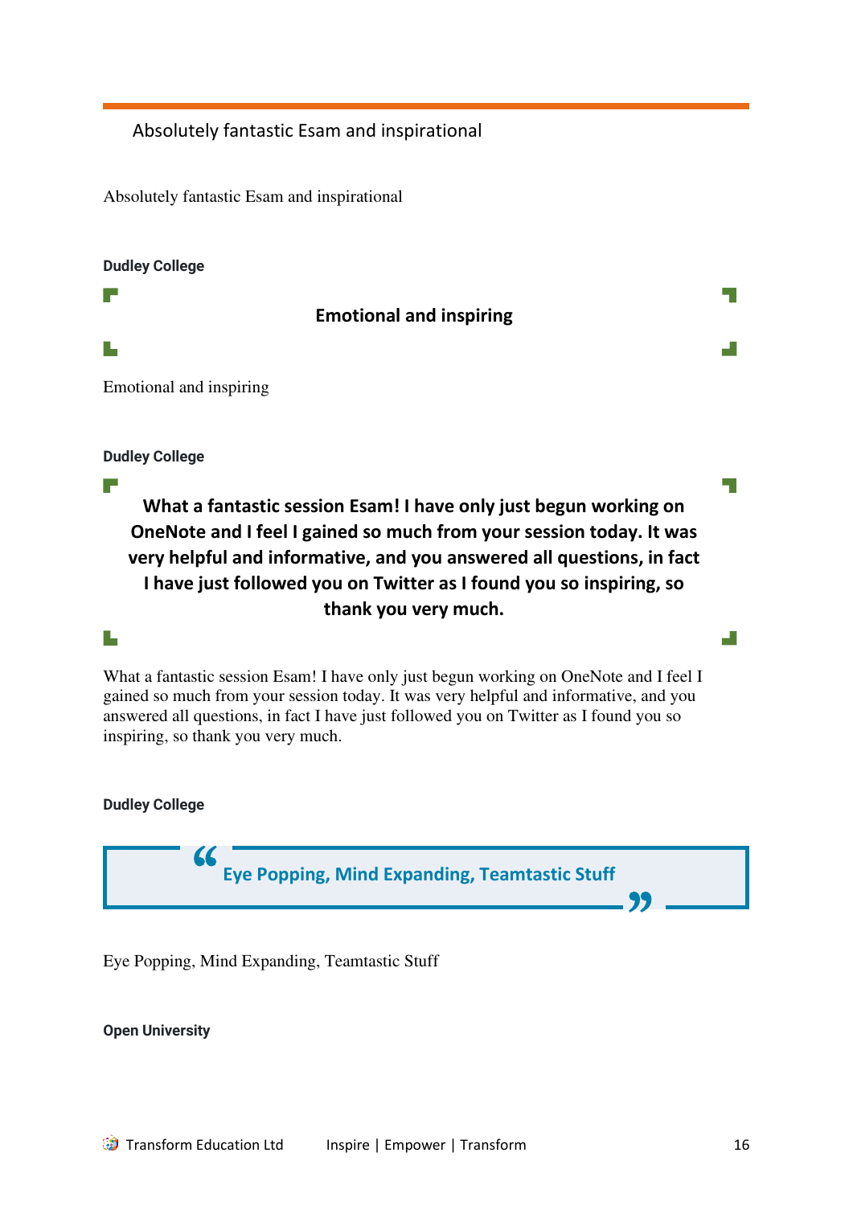Absolutely fantastic Esam and inspirational

Absolutely fantastic Esam and inspirational

**Dudley College**

**Emotional and inspiring**

Emotional and inspiring

**Dudley College**

**What a fantastic session Esam! I have only just begun working on OneNote and I feel I gained so much from your session today. It was very helpful and informative, and you answered all questions, in fact I have just followed you on Twitter as I found you so inspiring, so thank you very much.**

What a fantastic session Esam! I have only just begun working on OneNote and I feel I gained so much from your session today. It was very helpful and informative, and you answered all questions, in fact I have just followed you on Twitter as I found you so inspiring, so thank you very much.

**Dudley College**

> “Eye Popping, Mind Expanding, Teamtastic Stuff”

Eye Popping, Mind Expanding, Teamtastic Stuff

**Open University**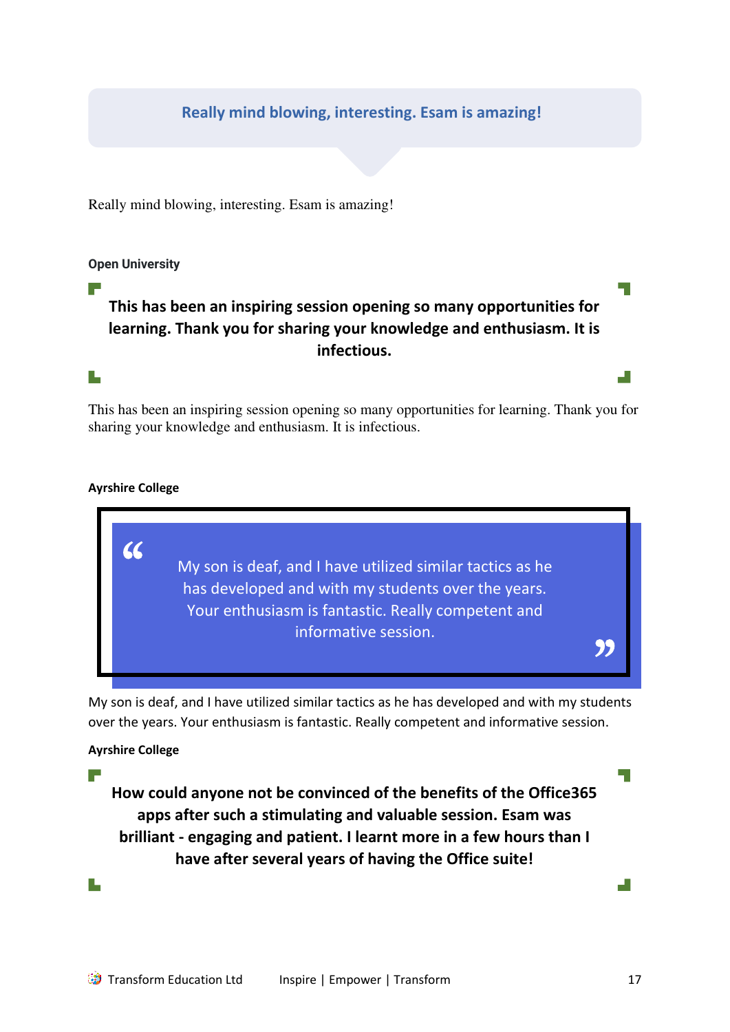> **Really mind blowing, interesting. Esam is amazing!**

Really mind blowing, interesting. Esam is amazing!

**Open University**

> **This has been an inspiring session opening so many opportunities for learning. Thank you for sharing your knowledge and enthusiasm. It is infectious.**

This has been an inspiring session opening so many opportunities for learning. Thank you for sharing your knowledge and enthusiasm. It is infectious.

**Ayrshire College**

> “ My son is deaf, and I have utilized similar tactics as he has developed and with my students over the years. Your enthusiasm is fantastic. Really competent and informative session. ”

My son is deaf, and I have utilized similar tactics as he has developed and with my students over the years. Your enthusiasm is fantastic. Really competent and informative session.

**Ayrshire College**

> **How could anyone not be convinced of the benefits of the Office365 apps after such a stimulating and valuable session. Esam was brilliant - engaging and patient. I learnt more in a few hours than I have after several years of having the Office suite!**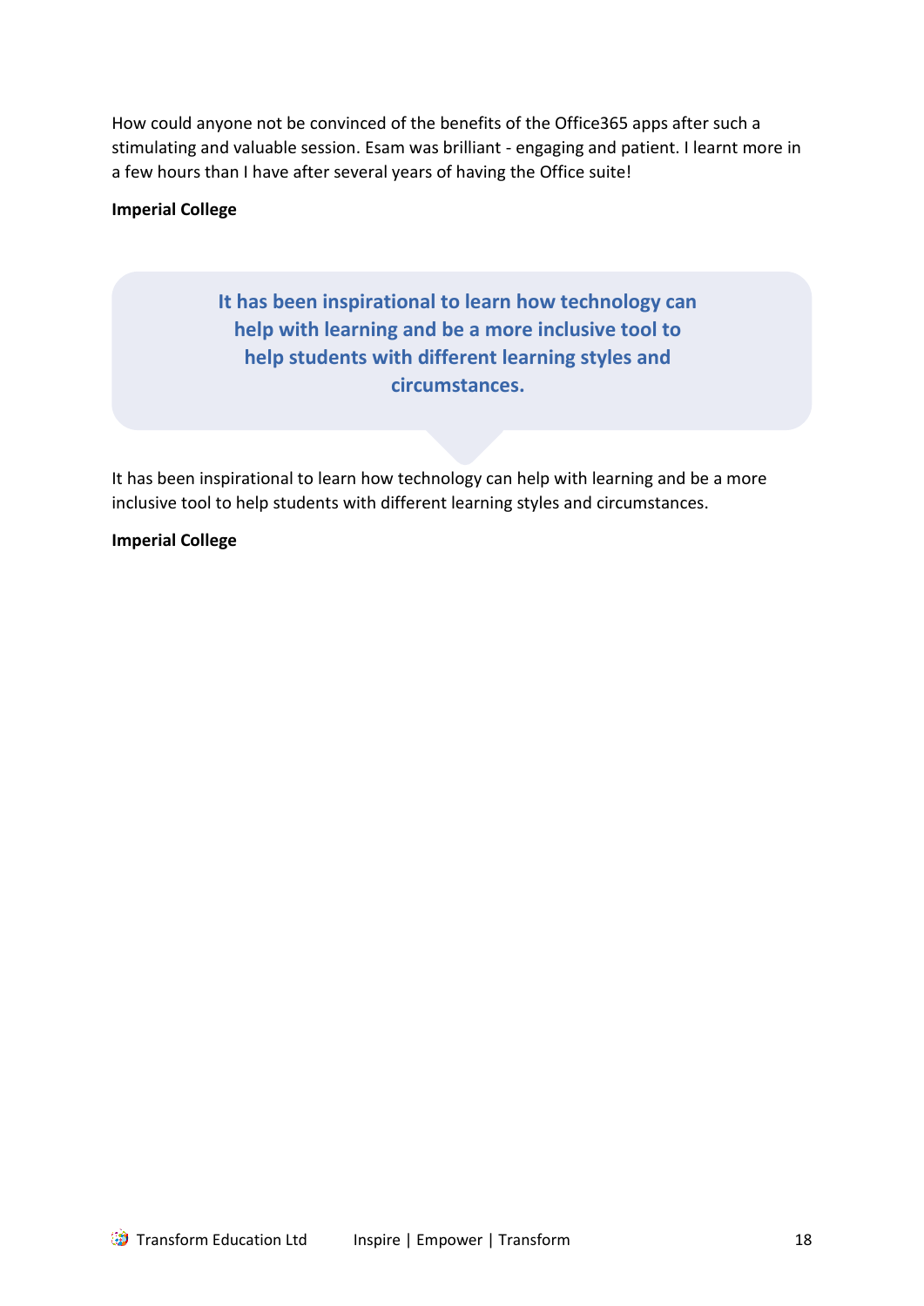How could anyone not be convinced of the benefits of the Office365 apps after such a stimulating and valuable session. Esam was brilliant - engaging and patient. I learnt more in a few hours than I have after several years of having the Office suite!

**Imperial College**

> **It has been inspirational to learn how technology can help with learning and be a more inclusive tool to help students with different learning styles and circumstances.**

It has been inspirational to learn how technology can help with learning and be a more inclusive tool to help students with different learning styles and circumstances.

**Imperial College**